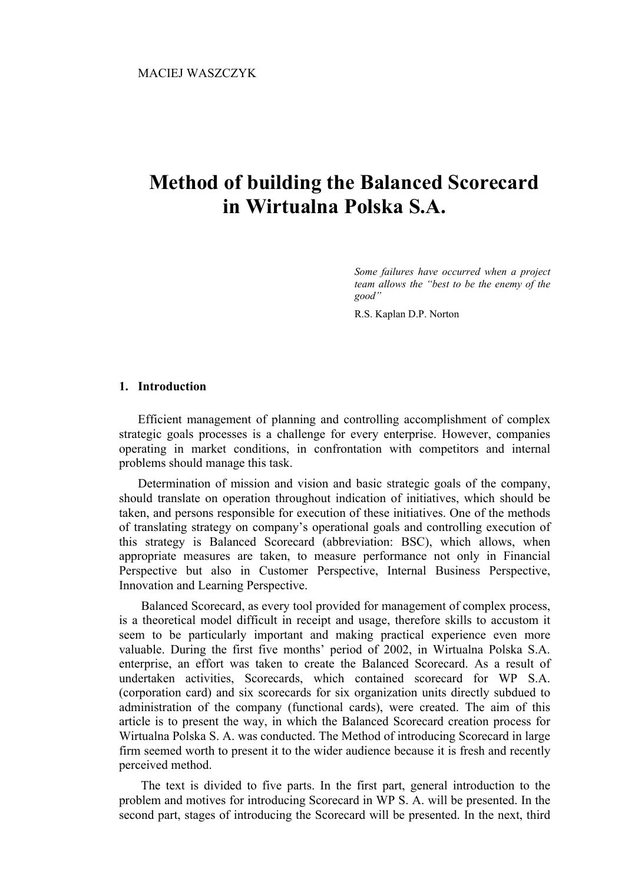MACIEJ WASZCZYK

# Method of building the Balanced Scorecard in Wirtualna Polska S.A.

*Some failures have occurred when a project team allows the "best to be the enemy of the good"*

R.S. Kaplan D.P. Norton

## 1. Introduction

Efficient management of planning and controlling accomplishment of complex strategic goals processes is a challenge for every enterprise. However, companies operating in market conditions, in confrontation with competitors and internal problems should manage this task.

Determination of mission and vision and basic strategic goals of the company, should translate on operation throughout indication of initiatives, which should be taken, and persons responsible for execution of these initiatives. One of the methods of translating strategy on company's operational goals and controlling execution of this strategy is Balanced Scorecard (abbreviation: BSC), which allows, when appropriate measures are taken, to measure performance not only in Financial Perspective but also in Customer Perspective, Internal Business Perspective, Innovation and Learning Perspective.

Balanced Scorecard, as every tool provided for management of complex process, is a theoretical model difficult in receipt and usage, therefore skills to accustom it seem to be particularly important and making practical experience even more valuable. During the first five months' period of 2002, in Wirtualna Polska S.A. enterprise, an effort was taken to create the Balanced Scorecard. As a result of undertaken activities, Scorecards, which contained scorecard for WP S.A. (corporation card) and six scorecards for six organization units directly subdued to administration of the company (functional cards), were created. The aim of this article is to present the way, in which the Balanced Scorecard creation process for Wirtualna Polska S. A. was conducted. The Method of introducing Scorecard in large firm seemed worth to present it to the wider audience because it is fresh and recently perceived method.

The text is divided to five parts. In the first part, general introduction to the problem and motives for introducing Scorecard in WP S. A. will be presented. In the second part, stages of introducing the Scorecard will be presented. In the next, third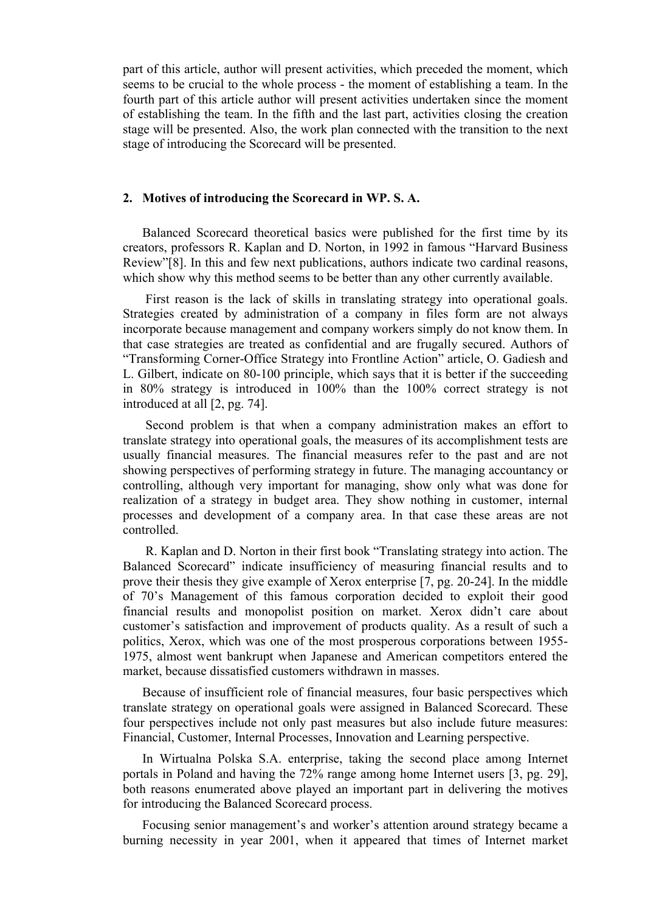part of this article, author will present activities, which preceded the moment, which seems to be crucial to the whole process - the moment of establishing a team. In the fourth part of this article author will present activities undertaken since the moment of establishing the team. In the fifth and the last part, activities closing the creation stage will be presented. Also, the work plan connected with the transition to the next stage of introducing the Scorecard will be presented.

## 2. Motives of introducing the Scorecard in WP. S. A.

Balanced Scorecard theoretical basics were published for the first time by its creators, professors R. Kaplan and D. Norton, in 1992 in famous "Harvard Business Review"[8]. In this and few next publications, authors indicate two cardinal reasons, which show why this method seems to be better than any other currently available.

First reason is the lack of skills in translating strategy into operational goals. Strategies created by administration of a company in files form are not always incorporate because management and company workers simply do not know them. In that case strategies are treated as confidential and are frugally secured. Authors of "Transforming Corner-Office Strategy into Frontline Action" article, O. Gadiesh and L. Gilbert, indicate on 80-100 principle, which says that it is better if the succeeding in 80% strategy is introduced in 100% than the 100% correct strategy is not introduced at all [2, pg. 74].

Second problem is that when a company administration makes an effort to translate strategy into operational goals, the measures of its accomplishment tests are usually financial measures. The financial measures refer to the past and are not showing perspectives of performing strategy in future. The managing accountancy or controlling, although very important for managing, show only what was done for realization of a strategy in budget area. They show nothing in customer, internal processes and development of a company area. In that case these areas are not controlled.

R. Kaplan and D. Norton in their first book "Translating strategy into action. The Balanced Scorecard" indicate insufficiency of measuring financial results and to prove their thesis they give example of Xerox enterprise [7, pg. 20-24]. In the middle of 70's Management of this famous corporation decided to exploit their good financial results and monopolist position on market. Xerox didn't care about customer's satisfaction and improvement of products quality. As a result of such a politics, Xerox, which was one of the most prosperous corporations between 1955-1975, almost went bankrupt when Japanese and American competitors entered the market, because dissatisfied customers withdrawn in masses.

Because of insufficient role of financial measures, four basic perspectives which translate strategy on operational goals were assigned in Balanced Scorecard. These four perspectives include not only past measures but also include future measures: Financial, Customer, Internal Processes, Innovation and Learning perspective.

In Wirtualna Polska S.A. enterprise, taking the second place among Internet portals in Poland and having the 72% range among home Internet users [3, pg. 29], both reasons enumerated above played an important part in delivering the motives for introducing the Balanced Scorecard process.

Focusing senior management's and worker's attention around strategy became a burning necessity in year 2001, when it appeared that times of Internet market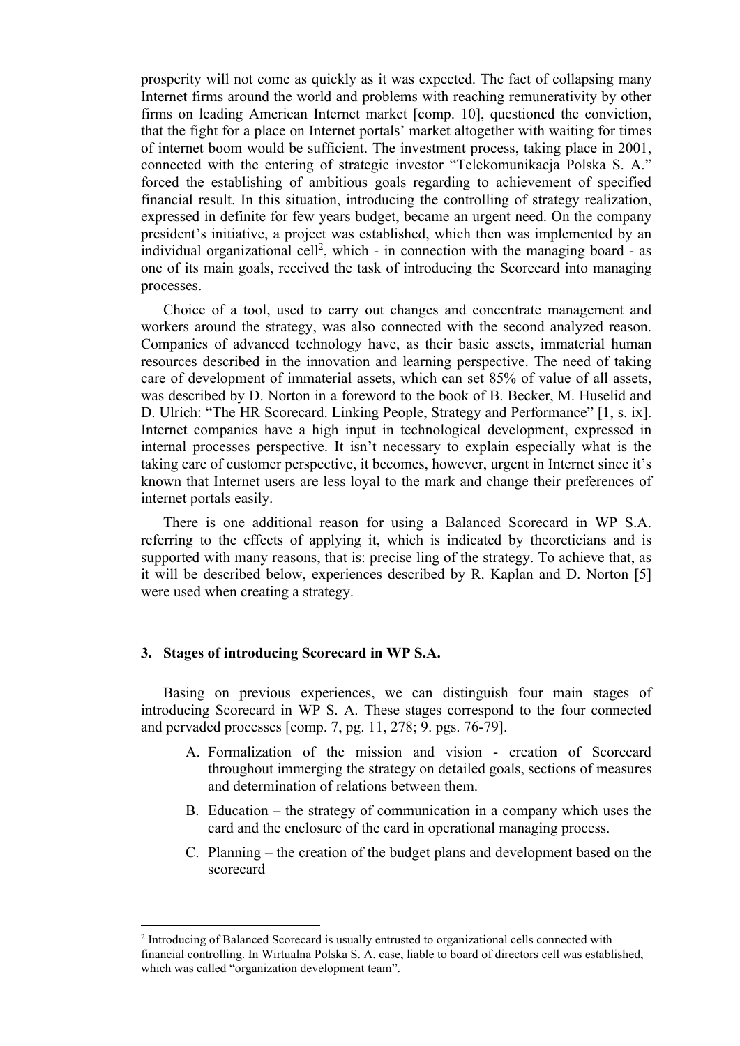prosperity will not come as quickly as it was expected. The fact of collapsing many Internet firms around the world and problems with reaching remunerativity by other firms on leading American Internet market [comp. 10], questioned the conviction, that the fight for a place on Internet portals' market altogether with waiting for times of internet boom would be sufficient. The investment process, taking place in 2001, connected with the entering of strategic investor "Telekomunikacja Polska S. A." forced the establishing of ambitious goals regarding to achievement of specified financial result. In this situation, introducing the controlling of strategy realization, expressed in definite for few years budget, became an urgent need. On the company president's initiative, a project was established, which then was implemented by an individual organizational cell[2], which - in connection with the managing board - as one of its main goals, received the task of introducing the Scorecard into managing processes.

Choice of a tool, used to carry out changes and concentrate management and workers around the strategy, was also connected with the second analyzed reason. Companies of advanced technology have, as their basic assets, immaterial human resources described in the innovation and learning perspective. The need of taking care of development of immaterial assets, which can set 85% of value of all assets, was described by D. Norton in a foreword to the book of B. Becker, M. Huselid and D. Ulrich: "The HR Scorecard. Linking People, Strategy and Performance" [1, s. ix]. Internet companies have a high input in technological development, expressed in internal processes perspective. It isn't necessary to explain especially what is the taking care of customer perspective, it becomes, however, urgent in Internet since it's known that Internet users are less loyal to the mark and change their preferences of internet portals easily.

There is one additional reason for using a Balanced Scorecard in WP S.A. referring to the effects of applying it, which is indicated by theoreticians and is supported with many reasons, that is: precise ling of the strategy. To achieve that, as it will be described below, experiences described by R. Kaplan and D. Norton [5] were used when creating a strategy.

### 3. Stages of introducing Scorecard in WP S.A.

Basing on previous experiences, we can distinguish four main stages of introducing Scorecard in WP S. A. These stages correspond to the four connected and pervaded processes [comp. 7, pg. 11, 278; 9. pgs. 76-79].

A. Formalization of the mission and vision - creation of Scorecard throughout immerging the strategy on detailed goals, sections of measures and determination of relations between them.

B. Education – the strategy of communication in a company which uses the card and the enclosure of the card in operational managing process.

C. Planning – the creation of the budget plans and development based on the scorecard

[2] Introducing of Balanced Scorecard is usually entrusted to organizational cells connected with financial controlling. In Wirtualna Polska S. A. case, liable to board of directors cell was established, which was called "organization development team".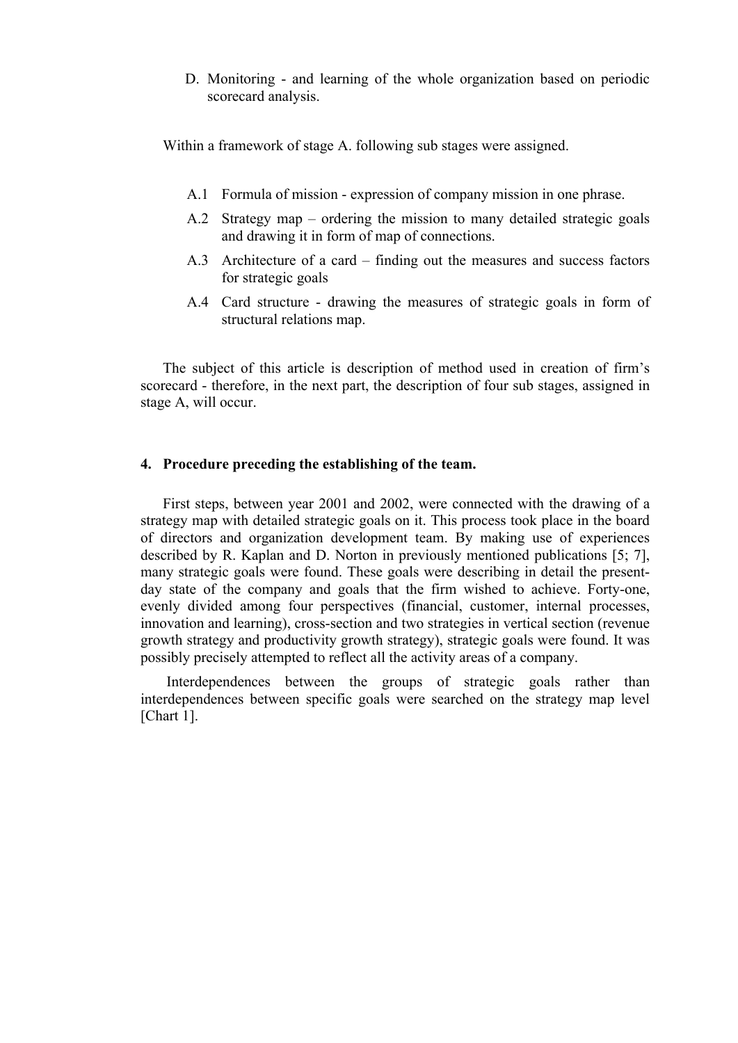D. Monitoring - and learning of the whole organization based on periodic scorecard analysis.

Within a framework of stage A. following sub stages were assigned.

A.1 Formula of mission - expression of company mission in one phrase.

A.2 Strategy map – ordering the mission to many detailed strategic goals and drawing it in form of map of connections.

A.3 Architecture of a card – finding out the measures and success factors for strategic goals

A.4 Card structure - drawing the measures of strategic goals in form of structural relations map.

The subject of this article is description of method used in creation of firm's scorecard - therefore, in the next part, the description of four sub stages, assigned in stage A, will occur.

## 4. Procedure preceding the establishing of the team.

First steps, between year 2001 and 2002, were connected with the drawing of a strategy map with detailed strategic goals on it. This process took place in the board of directors and organization development team. By making use of experiences described by R. Kaplan and D. Norton in previously mentioned publications [5; 7], many strategic goals were found. These goals were describing in detail the present-day state of the company and goals that the firm wished to achieve. Forty-one, evenly divided among four perspectives (financial, customer, internal processes, innovation and learning), cross-section and two strategies in vertical section (revenue growth strategy and productivity growth strategy), strategic goals were found. It was possibly precisely attempted to reflect all the activity areas of a company.

Interdependences between the groups of strategic goals rather than interdependences between specific goals were searched on the strategy map level [Chart 1].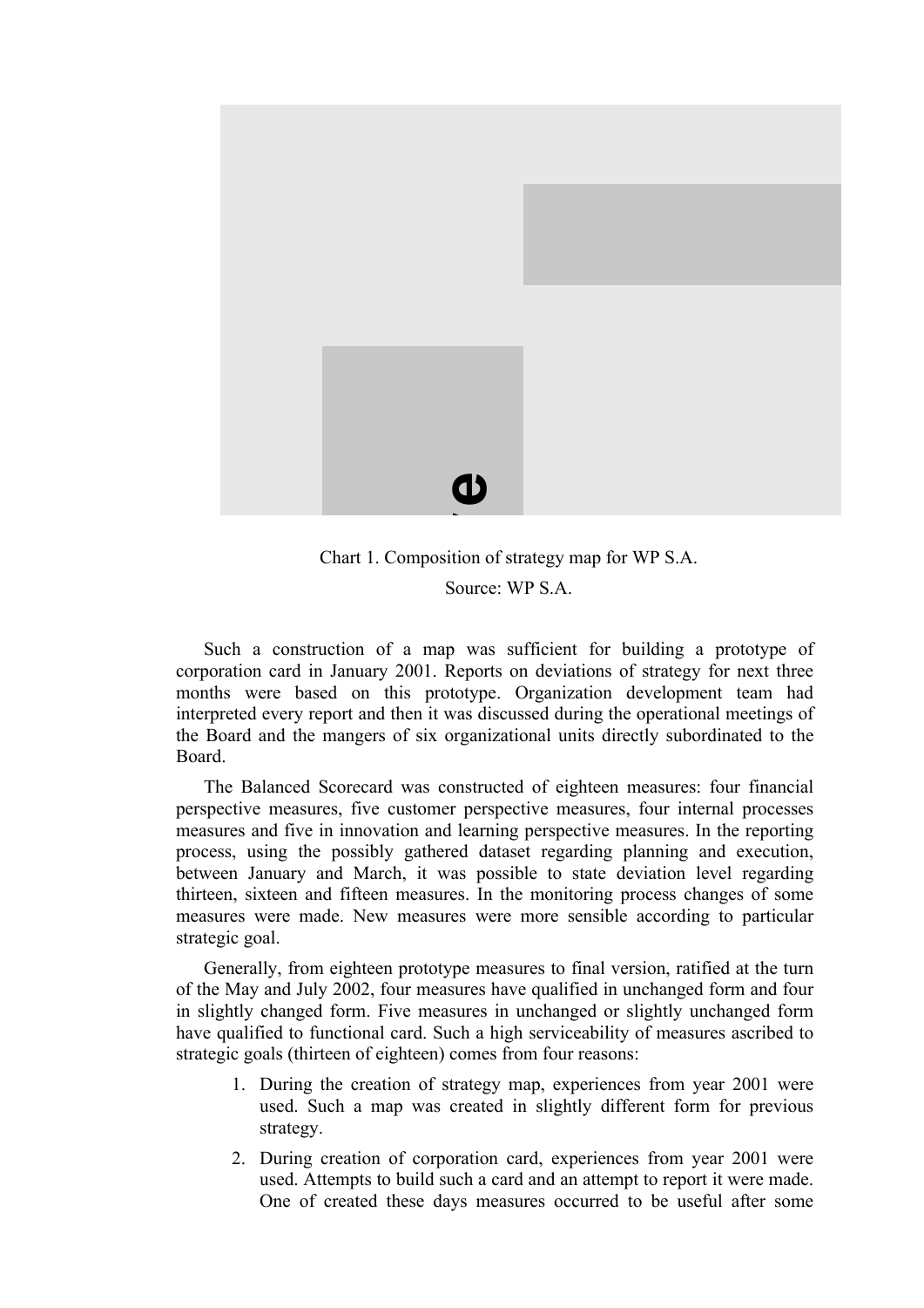Chart 1. Composition of strategy map for WP S.A.

Source: WP S.A.

Such a construction of a map was sufficient for building a prototype of corporation card in January 2001. Reports on deviations of strategy for next three months were based on this prototype. Organization development team had interpreted every report and then it was discussed during the operational meetings of the Board and the mangers of six organizational units directly subordinated to the Board.

The Balanced Scorecard was constructed of eighteen measures: four financial perspective measures, five customer perspective measures, four internal processes measures and five in innovation and learning perspective measures. In the reporting process, using the possibly gathered dataset regarding planning and execution, between January and March, it was possible to state deviation level regarding thirteen, sixteen and fifteen measures. In the monitoring process changes of some measures were made. New measures were more sensible according to particular strategic goal.

Generally, from eighteen prototype measures to final version, ratified at the turn of the May and July 2002, four measures have qualified in unchanged form and four in slightly changed form. Five measures in unchanged or slightly unchanged form have qualified to functional card. Such a high serviceability of measures ascribed to strategic goals (thirteen of eighteen) comes from four reasons:

1. During the creation of strategy map, experiences from year 2001 were used. Such a map was created in slightly different form for previous strategy.
2. During creation of corporation card, experiences from year 2001 were used. Attempts to build such a card and an attempt to report it were made. One of created these days measures occurred to be useful after some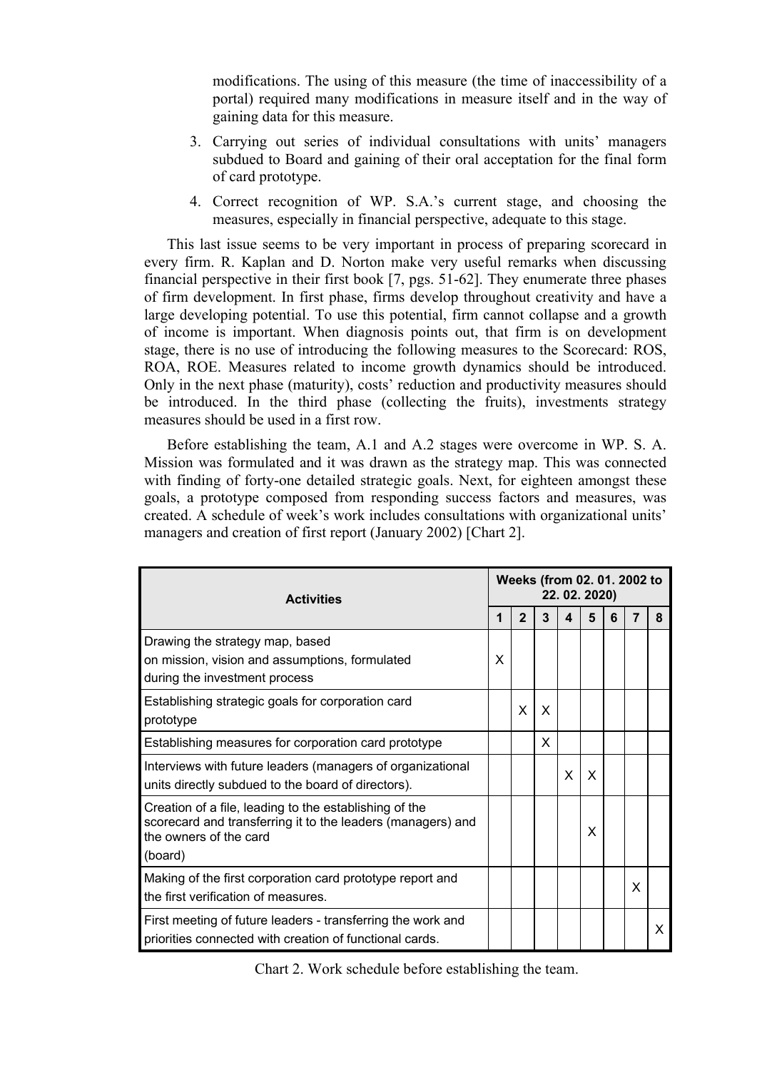modifications. The using of this measure (the time of inaccessibility of a portal) required many modifications in measure itself and in the way of gaining data for this measure.

3. Carrying out series of individual consultations with units' managers subdued to Board and gaining of their oral acceptation for the final form of card prototype.
4. Correct recognition of WP. S.A.'s current stage, and choosing the measures, especially in financial perspective, adequate to this stage.

This last issue seems to be very important in process of preparing scorecard in every firm. R. Kaplan and D. Norton make very useful remarks when discussing financial perspective in their first book [7, pgs. 51-62]. They enumerate three phases of firm development. In first phase, firms develop throughout creativity and have a large developing potential. To use this potential, firm cannot collapse and a growth of income is important. When diagnosis points out, that firm is on development stage, there is no use of introducing the following measures to the Scorecard: ROS, ROA, ROE. Measures related to income growth dynamics should be introduced. Only in the next phase (maturity), costs' reduction and productivity measures should be introduced. In the third phase (collecting the fruits), investments strategy measures should be used in a first row.

Before establishing the team, A.1 and A.2 stages were overcome in WP. S. A. Mission was formulated and it was drawn as the strategy map. This was connected with finding of forty-one detailed strategic goals. Next, for eighteen amongst these goals, a prototype composed from responding success factors and measures, was created. A schedule of week's work includes consultations with organizational units' managers and creation of first report (January 2002) [Chart 2].

| **Activities** | **Weeks (from 02. 01. 2002 to 22. 02. 2020)** | | | | | | | |
|---|---|---|---|---|---|---|---|---|
| | **1** | **2** | **3** | **4** | **5** | **6** | **7** | **8** |
| Drawing the strategy map, based on mission, vision and assumptions, formulated during the investment process | X | | | | | | | |
| Establishing strategic goals for corporation card prototype | | X | X | | | | | |
| Establishing measures for corporation card prototype | | | X | | | | | |
| Interviews with future leaders (managers of organizational units directly subdued to the board of directors). | | | | X | X | | | |
| Creation of a file, leading to the establishing of the scorecard and transferring it to the leaders (managers) and the owners of the card (board) | | | | | X | | | |
| Making of the first corporation card prototype report and the first verification of measures. | | | | | | | X | |
| First meeting of future leaders - transferring the work and priorities connected with creation of functional cards. | | | | | | | | X |

Chart 2. Work schedule before establishing the team.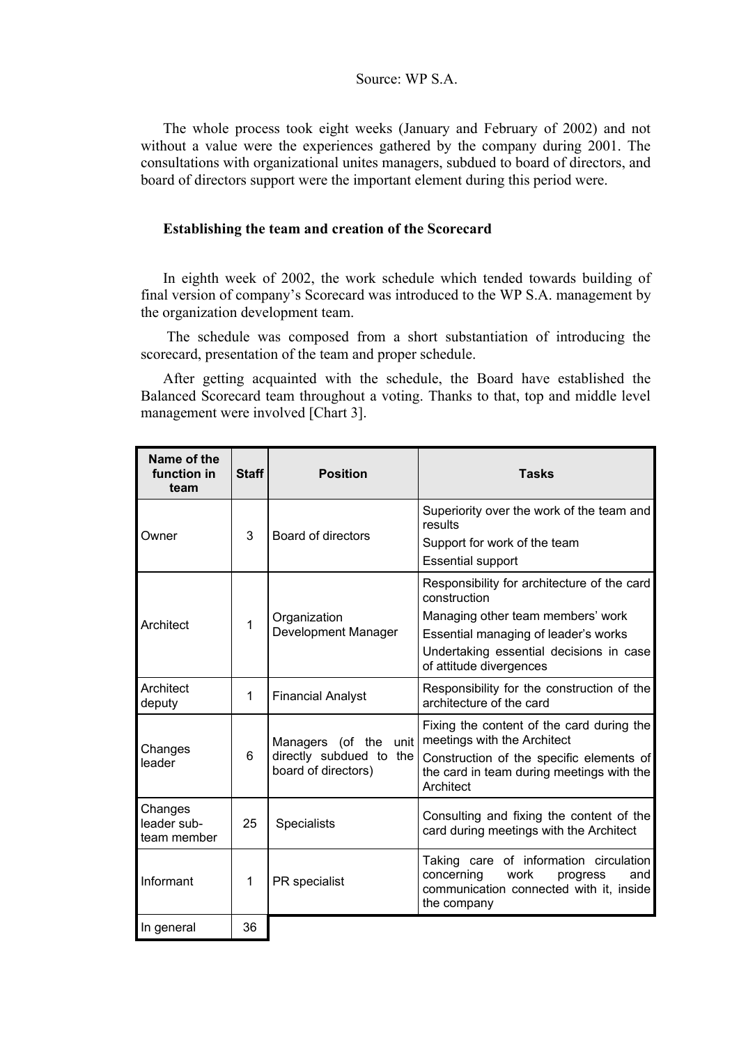Source: WP S.A.

The whole process took eight weeks (January and February of 2002) and not without a value were the experiences gathered by the company during 2001. The consultations with organizational unites managers, subdued to board of directors, and board of directors support were the important element during this period were.

### Establishing the team and creation of the Scorecard

In eighth week of 2002, the work schedule which tended towards building of final version of company's Scorecard was introduced to the WP S.A. management by the organization development team.

The schedule was composed from a short substantiation of introducing the scorecard, presentation of the team and proper schedule.

After getting acquainted with the schedule, the Board have established the Balanced Scorecard team throughout a voting. Thanks to that, top and middle level management were involved [Chart 3].

| Name of the function in team | Staff | Position | Tasks |
|---|---|---|---|
| Owner | 3 | Board of directors | Superiority over the work of the team and results<br>Support for work of the team<br>Essential support |
| Architect | 1 | Organization Development Manager | Responsibility for architecture of the card construction<br>Managing other team members' work<br>Essential managing of leader's works<br>Undertaking essential decisions in case of attitude divergences |
| Architect deputy | 1 | Financial Analyst | Responsibility for the construction of the architecture of the card |
| Changes leader | 6 | Managers (of the unit directly subdued to the board of directors) | Fixing the content of the card during the meetings with the Architect<br>Construction of the specific elements of the card in team during meetings with the Architect |
| Changes leader sub-team member | 25 | Specialists | Consulting and fixing the content of the card during meetings with the Architect |
| Informant | 1 | PR specialist | Taking care of information circulation concerning work progress and communication connected with it, inside the company |
| In general | 36 | | |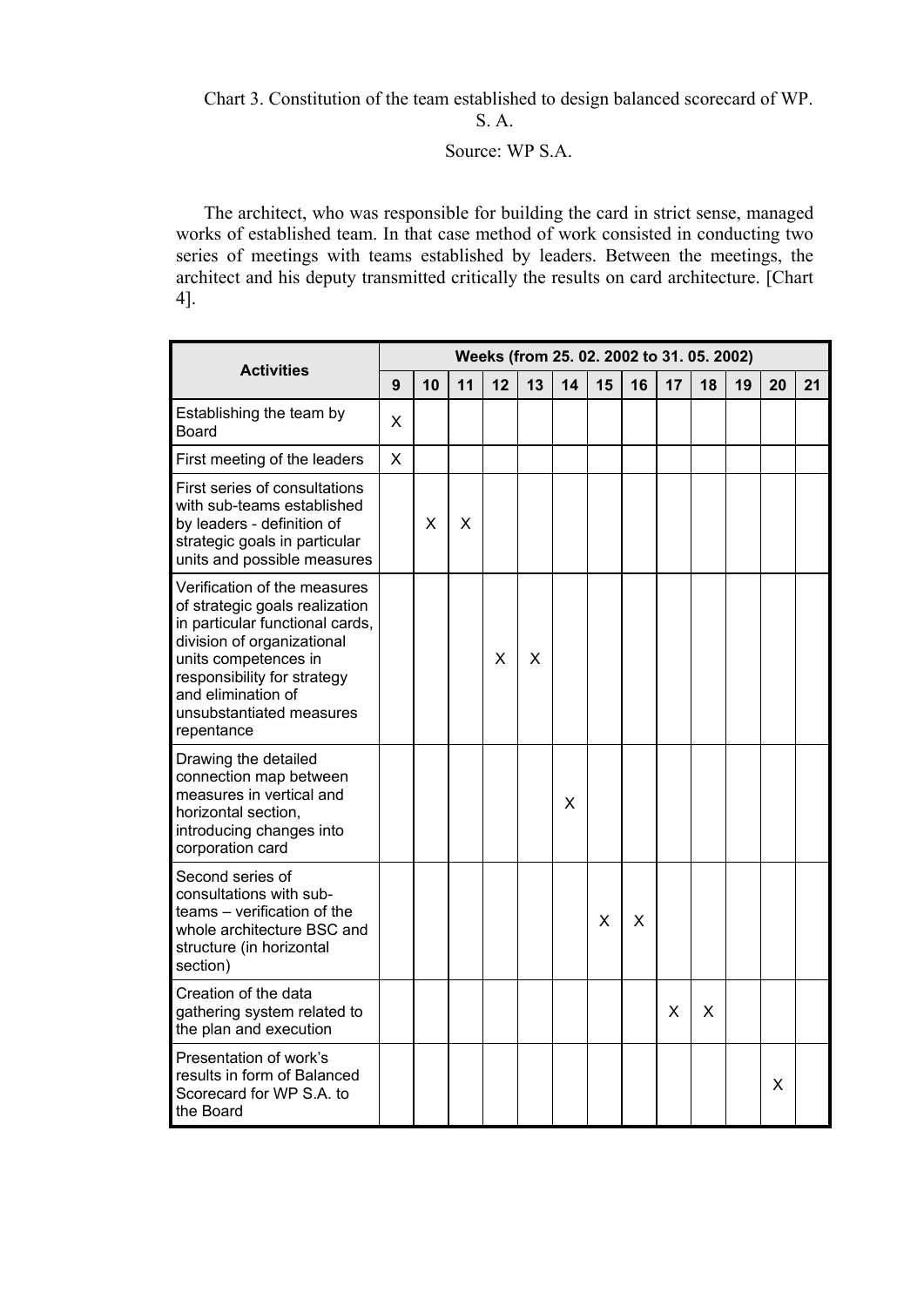Chart 3. Constitution of the team established to design balanced scorecard of WP. S. A.

Source: WP S.A.

The architect, who was responsible for building the card in strict sense, managed works of established team. In that case method of work consisted in conducting two series of meetings with teams established by leaders. Between the meetings, the architect and his deputy transmitted critically the results on card architecture. [Chart 4].

| Activities | Weeks (from 25. 02. 2002 to 31. 05. 2002) | | | | | | | | | | | | |
|---|---|---|---|---|---|---|---|---|---|---|---|---|---|
| | 9 | 10 | 11 | 12 | 13 | 14 | 15 | 16 | 17 | 18 | 19 | 20 | 21 |
| Establishing the team by Board | X | | | | | | | | | | | | |
| First meeting of the leaders | X | | | | | | | | | | | | |
| First series of consultations with sub-teams established by leaders - definition of strategic goals in particular units and possible measures | | X | X | | | | | | | | | | |
| Verification of the measures of strategic goals realization in particular functional cards, division of organizational units competences in responsibility for strategy and elimination of unsubstantiated measures repentance | | | | X | X | | | | | | | | |
| Drawing the detailed connection map between measures in vertical and horizontal section, introducing changes into corporation card | | | | | | X | | | | | | | |
| Second series of consultations with sub-teams – verification of the whole architecture BSC and structure (in horizontal section) | | | | | | | X | X | | | | | |
| Creation of the data gathering system related to the plan and execution | | | | | | | | | X | X | | | |
| Presentation of work's results in form of Balanced Scorecard for WP S.A. to the Board | | | | | | | | | | | | X | |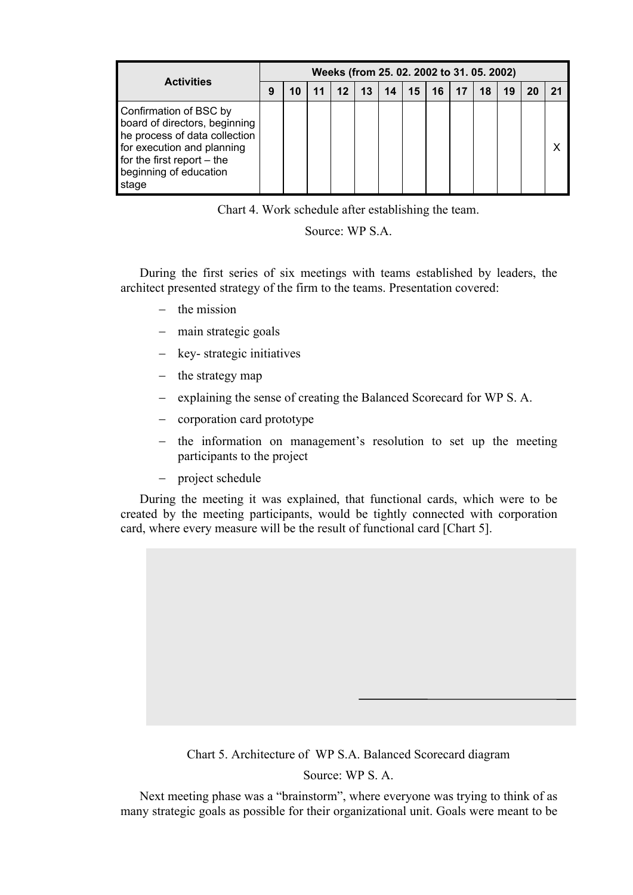| Activities | Weeks (from 25. 02. 2002 to 31. 05. 2002) | | | | | | | | | | | | |
|---|---|---|---|---|---|---|---|---|---|---|---|---|---|
| | 9 | 10 | 11 | 12 | 13 | 14 | 15 | 16 | 17 | 18 | 19 | 20 | 21 |
| Confirmation of BSC by board of directors, beginning he process of data collection for execution and planning for the first report – the beginning of education stage | | | | | | | | | | | | | X |

Chart 4. Work schedule after establishing the team.

Source: WP S.A.

During the first series of six meetings with teams established by leaders, the architect presented strategy of the firm to the teams. Presentation covered:

- the mission
- main strategic goals
- key- strategic initiatives
- the strategy map
- explaining the sense of creating the Balanced Scorecard for WP S. A.
- corporation card prototype
- the information on management's resolution to set up the meeting participants to the project
- project schedule

During the meeting it was explained, that functional cards, which were to be created by the meeting participants, would be tightly connected with corporation card, where every measure will be the result of functional card [Chart 5].

Chart 5. Architecture of WP S.A. Balanced Scorecard diagram

Source: WP S. A.

Next meeting phase was a "brainstorm", where everyone was trying to think of as many strategic goals as possible for their organizational unit. Goals were meant to be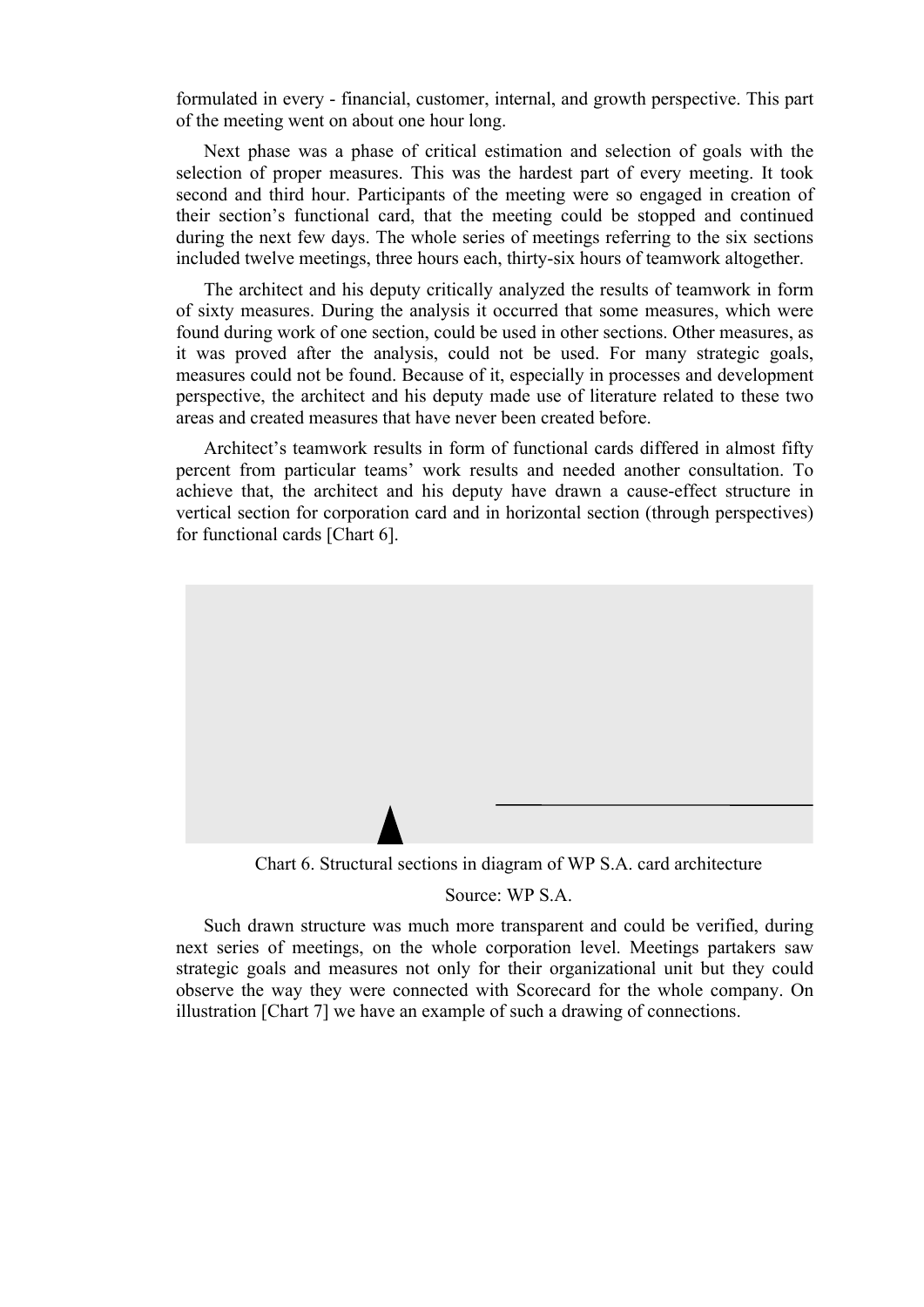formulated in every - financial, customer, internal, and growth perspective. This part of the meeting went on about one hour long.

Next phase was a phase of critical estimation and selection of goals with the selection of proper measures. This was the hardest part of every meeting. It took second and third hour. Participants of the meeting were so engaged in creation of their section's functional card, that the meeting could be stopped and continued during the next few days. The whole series of meetings referring to the six sections included twelve meetings, three hours each, thirty-six hours of teamwork altogether.

The architect and his deputy critically analyzed the results of teamwork in form of sixty measures. During the analysis it occurred that some measures, which were found during work of one section, could be used in other sections. Other measures, as it was proved after the analysis, could not be used. For many strategic goals, measures could not be found. Because of it, especially in processes and development perspective, the architect and his deputy made use of literature related to these two areas and created measures that have never been created before.

Architect's teamwork results in form of functional cards differed in almost fifty percent from particular teams' work results and needed another consultation. To achieve that, the architect and his deputy have drawn a cause-effect structure in vertical section for corporation card and in horizontal section (through perspectives) for functional cards [Chart 6].

Chart 6. Structural sections in diagram of WP S.A. card architecture

Source: WP S.A.

Such drawn structure was much more transparent and could be verified, during next series of meetings, on the whole corporation level. Meetings partakers saw strategic goals and measures not only for their organizational unit but they could observe the way they were connected with Scorecard for the whole company. On illustration [Chart 7] we have an example of such a drawing of connections.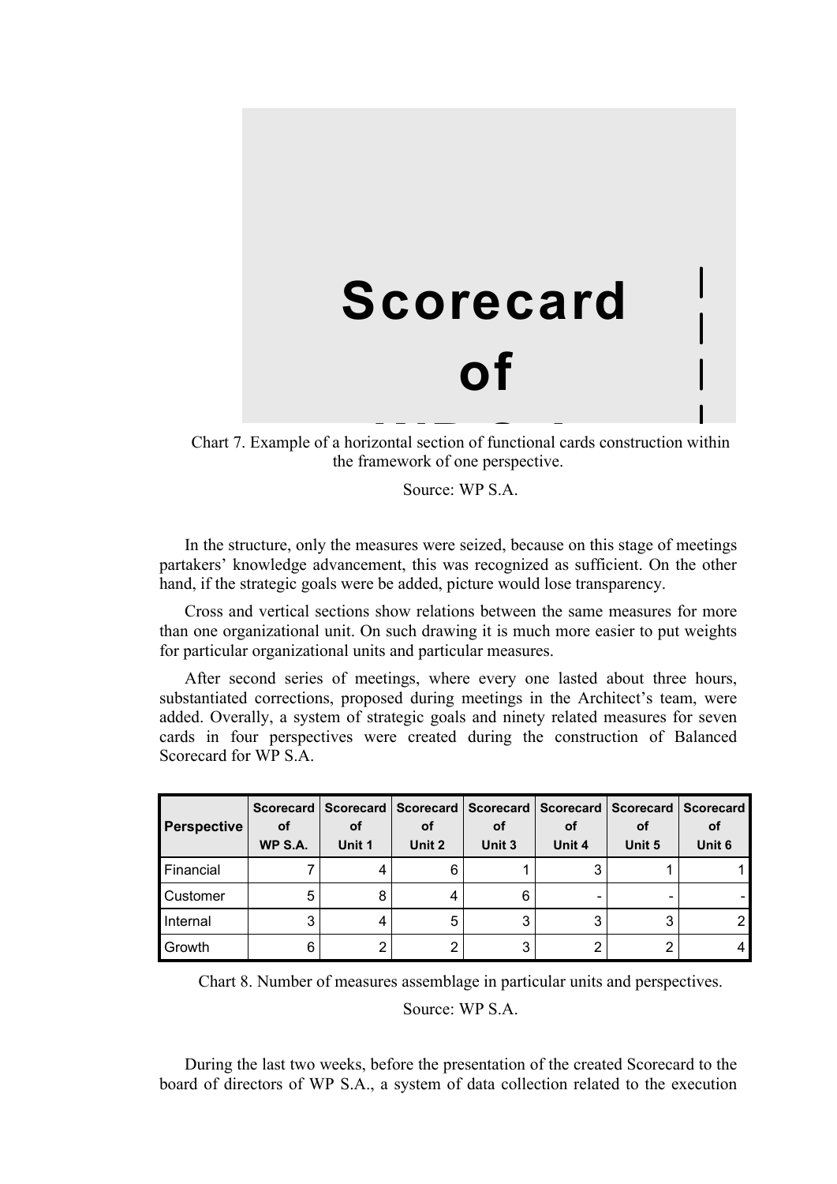Scorecard of

Chart 7. Example of a horizontal section of functional cards construction within the framework of one perspective.

Source: WP S.A.

In the structure, only the measures were seized, because on this stage of meetings partakers' knowledge advancement, this was recognized as sufficient. On the other hand, if the strategic goals were be added, picture would lose transparency.

Cross and vertical sections show relations between the same measures for more than one organizational unit. On such drawing it is much more easier to put weights for particular organizational units and particular measures.

After second series of meetings, where every one lasted about three hours, substantiated corrections, proposed during meetings in the Architect's team, were added. Overally, a system of strategic goals and ninety related measures for seven cards in four perspectives were created during the construction of Balanced Scorecard for WP S.A.

| Perspective | Scorecard of WP S.A. | Scorecard of Unit 1 | Scorecard of Unit 2 | Scorecard of Unit 3 | Scorecard of Unit 4 | Scorecard of Unit 5 | Scorecard of Unit 6 |
|---|---|---|---|---|---|---|---|
| Financial | 7 | 4 | 6 | 1 | 3 | 1 | 1 |
| Customer | 5 | 8 | 4 | 6 | - | - | - |
| Internal | 3 | 4 | 5 | 3 | 3 | 3 | 2 |
| Growth | 6 | 2 | 2 | 3 | 2 | 2 | 4 |

Chart 8. Number of measures assemblage in particular units and perspectives.

Source: WP S.A.

During the last two weeks, before the presentation of the created Scorecard to the board of directors of WP S.A., a system of data collection related to the execution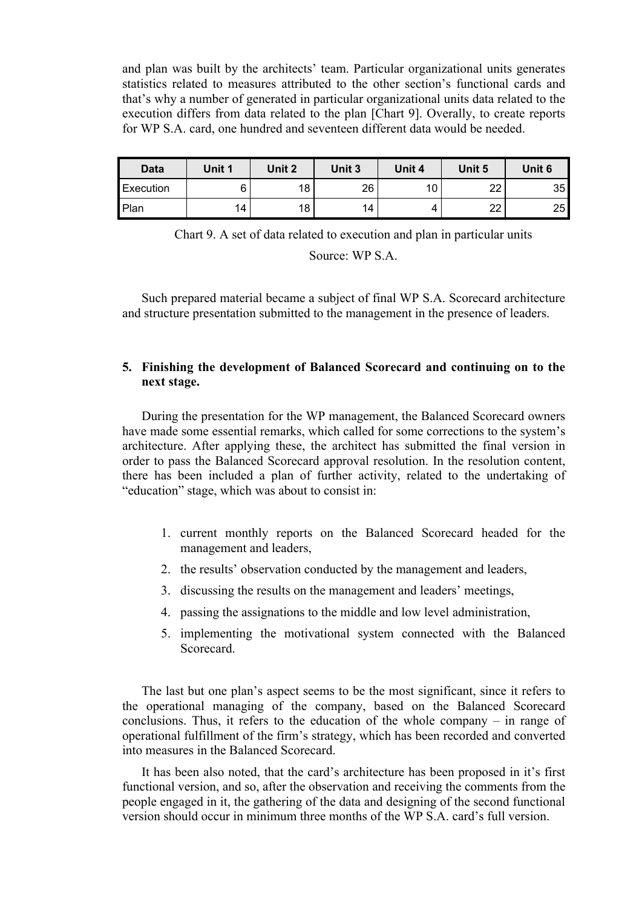and plan was built by the architects' team. Particular organizational units generates statistics related to measures attributed to the other section's functional cards and that's why a number of generated in particular organizational units data related to the execution differs from data related to the plan [Chart 9]. Overally, to create reports for WP S.A. card, one hundred and seventeen different data would be needed.

| Data | Unit 1 | Unit 2 | Unit 3 | Unit 4 | Unit 5 | Unit 6 |
|---|---|---|---|---|---|---|
| Execution | 6 | 18 | 26 | 10 | 22 | 35 |
| Plan | 14 | 18 | 14 | 4 | 22 | 25 |

Chart 9. A set of data related to execution and plan in particular units

Source: WP S.A.

Such prepared material became a subject of final WP S.A. Scorecard architecture and structure presentation submitted to the management in the presence of leaders.

## 5. Finishing the development of Balanced Scorecard and continuing on to the next stage.

During the presentation for the WP management, the Balanced Scorecard owners have made some essential remarks, which called for some corrections to the system's architecture. After applying these, the architect has submitted the final version in order to pass the Balanced Scorecard approval resolution. In the resolution content, there has been included a plan of further activity, related to the undertaking of "education" stage, which was about to consist in:

1. current monthly reports on the Balanced Scorecard headed for the management and leaders,
2. the results' observation conducted by the management and leaders,
3. discussing the results on the management and leaders' meetings,
4. passing the assignations to the middle and low level administration,
5. implementing the motivational system connected with the Balanced Scorecard.

The last but one plan's aspect seems to be the most significant, since it refers to the operational managing of the company, based on the Balanced Scorecard conclusions. Thus, it refers to the education of the whole company – in range of operational fulfillment of the firm's strategy, which has been recorded and converted into measures in the Balanced Scorecard.

It has been also noted, that the card's architecture has been proposed in it's first functional version, and so, after the observation and receiving the comments from the people engaged in it, the gathering of the data and designing of the second functional version should occur in minimum three months of the WP S.A. card's full version.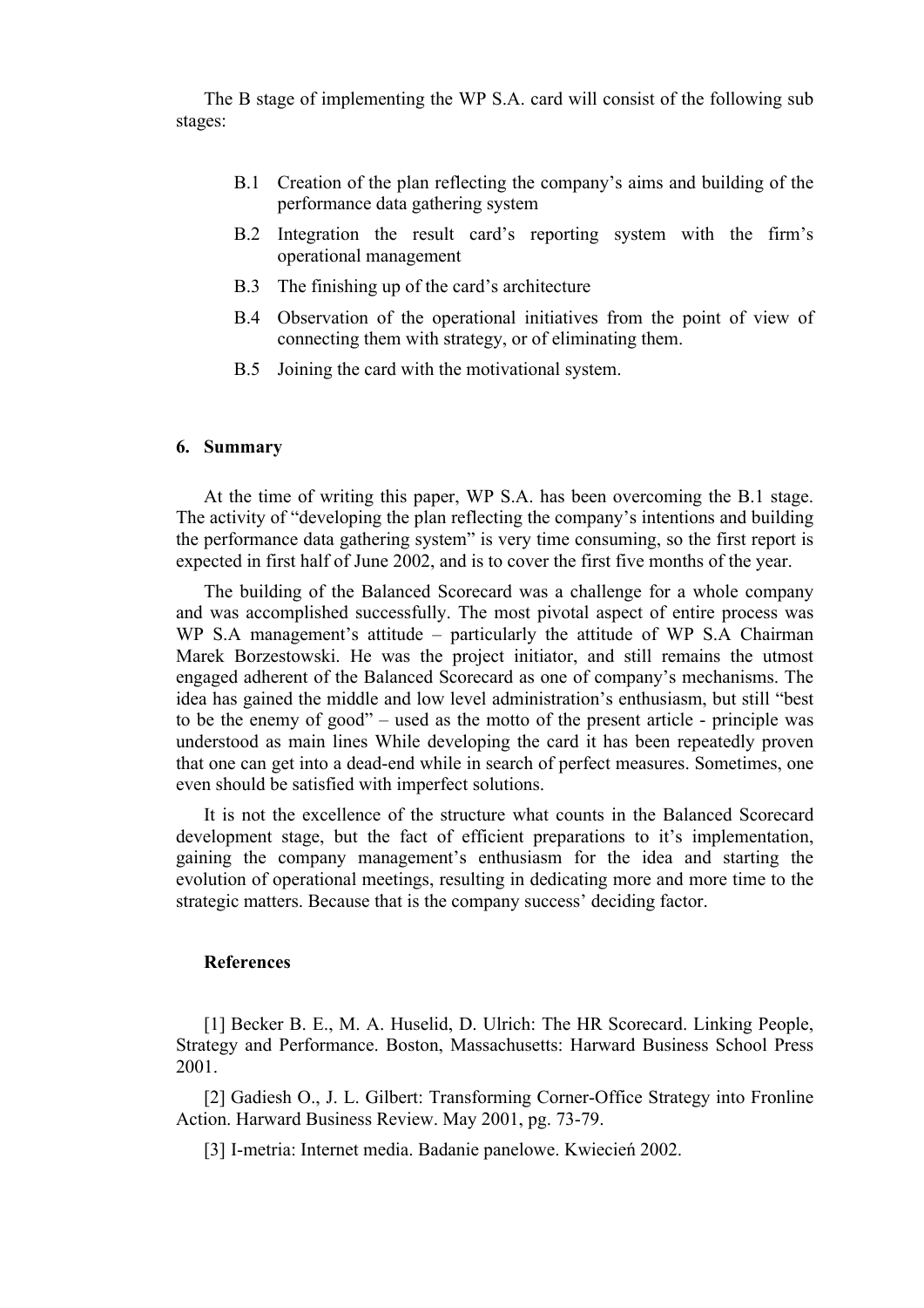The B stage of implementing the WP S.A. card will consist of the following sub stages:

- B.1 Creation of the plan reflecting the company's aims and building of the performance data gathering system
- B.2 Integration the result card's reporting system with the firm's operational management
- B.3 The finishing up of the card's architecture
- B.4 Observation of the operational initiatives from the point of view of connecting them with strategy, or of eliminating them.
- B.5 Joining the card with the motivational system.

## 6. Summary

At the time of writing this paper, WP S.A. has been overcoming the B.1 stage. The activity of "developing the plan reflecting the company's intentions and building the performance data gathering system" is very time consuming, so the first report is expected in first half of June 2002, and is to cover the first five months of the year.

The building of the Balanced Scorecard was a challenge for a whole company and was accomplished successfully. The most pivotal aspect of entire process was WP S.A management's attitude – particularly the attitude of WP S.A Chairman Marek Borzestowski. He was the project initiator, and still remains the utmost engaged adherent of the Balanced Scorecard as one of company's mechanisms. The idea has gained the middle and low level administration's enthusiasm, but still "best to be the enemy of good" – used as the motto of the present article - principle was understood as main lines While developing the card it has been repeatedly proven that one can get into a dead-end while in search of perfect measures. Sometimes, one even should be satisfied with imperfect solutions.

It is not the excellence of the structure what counts in the Balanced Scorecard development stage, but the fact of efficient preparations to it's implementation, gaining the company management's enthusiasm for the idea and starting the evolution of operational meetings, resulting in dedicating more and more time to the strategic matters. Because that is the company success' deciding factor.

### References

[1] Becker B. E., M. A. Huselid, D. Ulrich: The HR Scorecard. Linking People, Strategy and Performance. Boston, Massachusetts: Harward Business School Press 2001.

[2] Gadiesh O., J. L. Gilbert: Transforming Corner-Office Strategy into Fronline Action. Harward Business Review. May 2001, pg. 73-79.

[3] I-metria: Internet media. Badanie panelowe. Kwiecień 2002.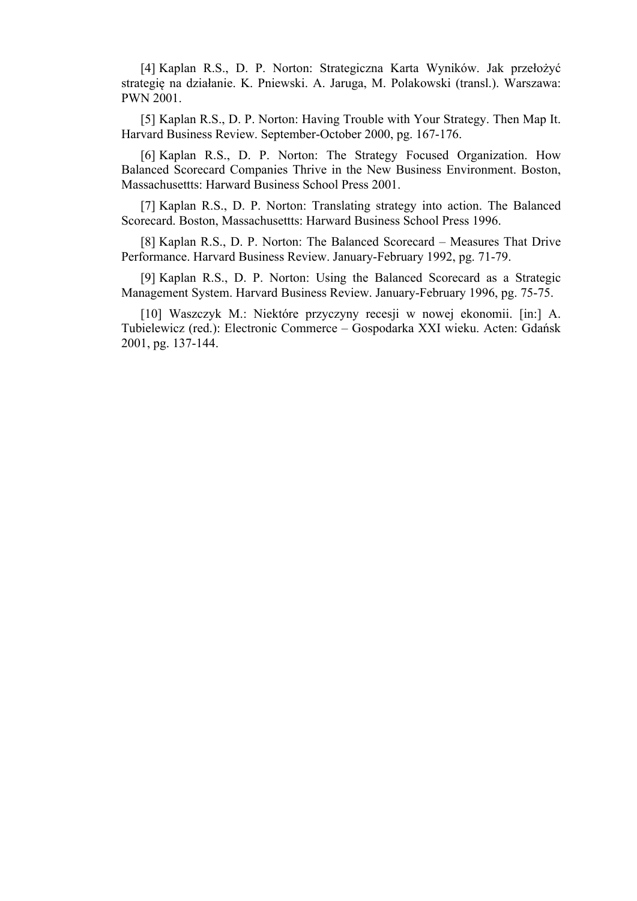[4] Kaplan R.S., D. P. Norton: Strategiczna Karta Wyników. Jak przełożyć strategię na działanie. K. Pniewski. A. Jaruga, M. Polakowski (transl.). Warszawa: PWN 2001.

[5] Kaplan R.S., D. P. Norton: Having Trouble with Your Strategy. Then Map It. Harvard Business Review. September-October 2000, pg. 167-176.

[6] Kaplan R.S., D. P. Norton: The Strategy Focused Organization. How Balanced Scorecard Companies Thrive in the New Business Environment. Boston, Massachusettts: Harward Business School Press 2001.

[7] Kaplan R.S., D. P. Norton: Translating strategy into action. The Balanced Scorecard. Boston, Massachusettts: Harward Business School Press 1996.

[8] Kaplan R.S., D. P. Norton: The Balanced Scorecard – Measures That Drive Performance. Harvard Business Review. January-February 1992, pg. 71-79.

[9] Kaplan R.S., D. P. Norton: Using the Balanced Scorecard as a Strategic Management System. Harvard Business Review. January-February 1996, pg. 75-75.

[10] Waszczyk M.: Niektóre przyczyny recesji w nowej ekonomii. [in:] A. Tubielewicz (red.): Electronic Commerce – Gospodarka XXI wieku. Acten: Gdańsk 2001, pg. 137-144.